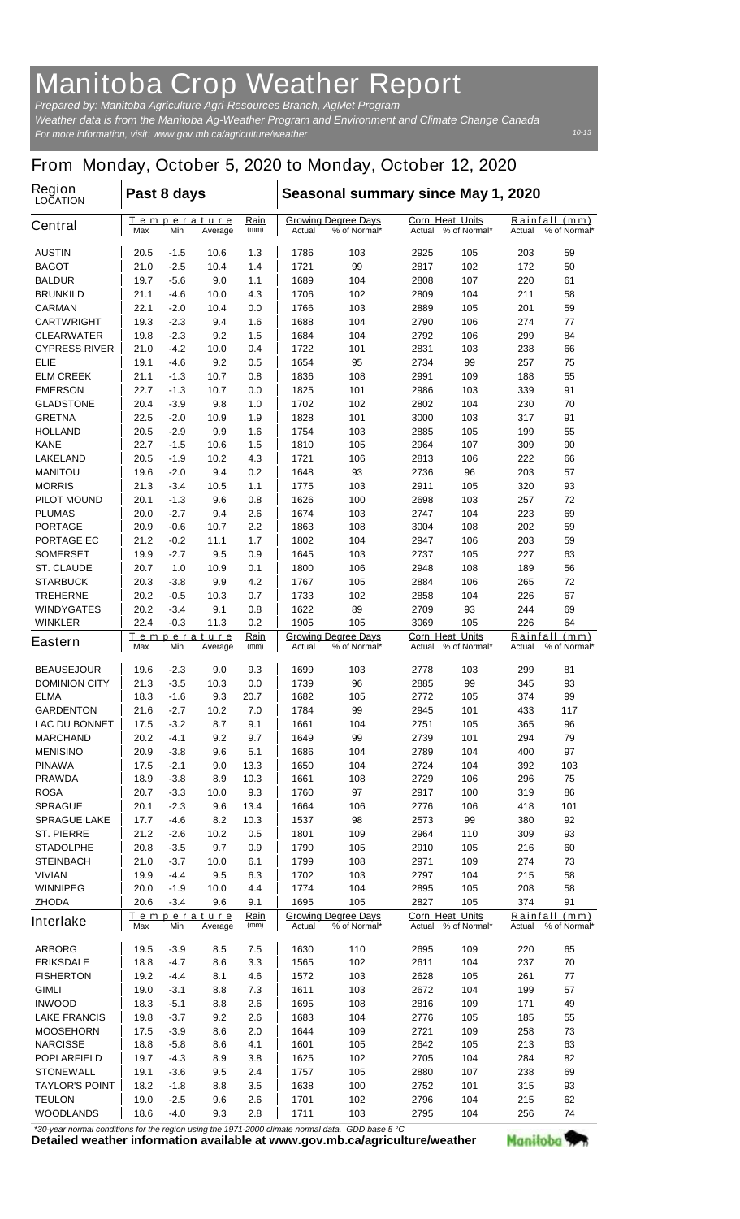# Manitoba Crop Weather Report

*Prepared by: Manitoba Agriculture Agri-Resources Branch, AgMet Program*
*Weather data is from the Manitoba Ag-Weather Program and Environment and Climate Change Canada*
*For more information, visit: www.gov.mb.ca/agriculture/weather*

10-13

## From Monday, October 5, 2020 to Monday, October 12, 2020

| Region LOCATION | Past 8 days | | | | Seasonal summary since May 1, 2020 | | | | | |
|---|---|---|---|---|---|---|---|---|---|---|
| **Central** | Temperature Max | Min | Average | Rain (mm) | Growing Degree Days Actual | % of Normal* | Corn Heat Units Actual | % of Normal* | Rainfall (mm) Actual | % of Normal* |
| AUSTIN | 20.5 | -1.5 | 10.6 | 1.3 | 1786 | 103 | 2925 | 105 | 203 | 59 |
| BAGOT | 21.0 | -2.5 | 10.4 | 1.4 | 1721 | 99 | 2817 | 102 | 172 | 50 |
| BALDUR | 19.7 | -5.6 | 9.0 | 1.1 | 1689 | 104 | 2808 | 107 | 220 | 61 |
| BRUNKILD | 21.1 | -4.6 | 10.0 | 4.3 | 1706 | 102 | 2809 | 104 | 211 | 58 |
| CARMAN | 22.1 | -2.0 | 10.4 | 0.0 | 1766 | 103 | 2889 | 105 | 201 | 59 |
| CARTWRIGHT | 19.3 | -2.3 | 9.4 | 1.6 | 1688 | 104 | 2790 | 106 | 274 | 77 |
| CLEARWATER | 19.8 | -2.3 | 9.2 | 1.5 | 1684 | 104 | 2792 | 106 | 299 | 84 |
| CYPRESS RIVER | 21.0 | -4.2 | 10.0 | 0.4 | 1722 | 101 | 2831 | 103 | 238 | 66 |
| ELIE | 19.1 | -4.6 | 9.2 | 0.5 | 1654 | 95 | 2734 | 99 | 257 | 75 |
| ELM CREEK | 21.1 | -1.3 | 10.7 | 0.8 | 1836 | 108 | 2991 | 109 | 188 | 55 |
| EMERSON | 22.7 | -1.3 | 10.7 | 0.0 | 1825 | 101 | 2986 | 103 | 339 | 91 |
| GLADSTONE | 20.4 | -3.9 | 9.8 | 1.0 | 1702 | 102 | 2802 | 104 | 230 | 70 |
| GRETNA | 22.5 | -2.0 | 10.9 | 1.9 | 1828 | 101 | 3000 | 103 | 317 | 91 |
| HOLLAND | 20.5 | -2.9 | 9.9 | 1.6 | 1754 | 103 | 2885 | 105 | 199 | 55 |
| KANE | 22.7 | -1.5 | 10.6 | 1.5 | 1810 | 105 | 2964 | 107 | 309 | 90 |
| LAKELAND | 20.5 | -1.9 | 10.2 | 4.3 | 1721 | 106 | 2813 | 106 | 222 | 66 |
| MANITOU | 19.6 | -2.0 | 9.4 | 0.2 | 1648 | 93 | 2736 | 96 | 203 | 57 |
| MORRIS | 21.3 | -3.4 | 10.5 | 1.1 | 1775 | 103 | 2911 | 105 | 320 | 93 |
| PILOT MOUND | 20.1 | -1.3 | 9.6 | 0.8 | 1626 | 100 | 2698 | 103 | 257 | 72 |
| PLUMAS | 20.0 | -2.7 | 9.4 | 2.6 | 1674 | 103 | 2747 | 104 | 223 | 69 |
| PORTAGE | 20.9 | -0.6 | 10.7 | 2.2 | 1863 | 108 | 3004 | 108 | 202 | 59 |
| PORTAGE EC | 21.2 | -0.2 | 11.1 | 1.7 | 1802 | 104 | 2947 | 106 | 203 | 59 |
| SOMERSET | 19.9 | -2.7 | 9.5 | 0.9 | 1645 | 103 | 2737 | 105 | 227 | 63 |
| ST. CLAUDE | 20.7 | 1.0 | 10.9 | 0.1 | 1800 | 106 | 2948 | 108 | 189 | 56 |
| STARBUCK | 20.3 | -3.8 | 9.9 | 4.2 | 1767 | 105 | 2884 | 106 | 265 | 72 |
| TREHERNE | 20.2 | -0.5 | 10.3 | 0.7 | 1733 | 102 | 2858 | 104 | 226 | 67 |
| WINDYGATES | 20.2 | -3.4 | 9.1 | 0.8 | 1622 | 89 | 2709 | 93 | 244 | 69 |
| WINKLER | 22.4 | -0.3 | 11.3 | 0.2 | 1905 | 105 | 3069 | 105 | 226 | 64 |
| **Eastern** | Temperature Max | Min | Average | Rain (mm) | Growing Degree Days Actual | % of Normal* | Corn Heat Units Actual | % of Normal* | Rainfall (mm) Actual | % of Normal* |
| BEAUSEJOUR | 19.6 | -2.3 | 9.0 | 9.3 | 1699 | 103 | 2778 | 103 | 299 | 81 |
| DOMINION CITY | 21.3 | -3.5 | 10.3 | 0.0 | 1739 | 96 | 2885 | 99 | 345 | 93 |
| ELMA | 18.3 | -1.6 | 9.3 | 20.7 | 1682 | 105 | 2772 | 105 | 374 | 99 |
| GARDENTON | 21.6 | -2.7 | 10.2 | 7.0 | 1784 | 99 | 2945 | 101 | 433 | 117 |
| LAC DU BONNET | 17.5 | -3.2 | 8.7 | 9.1 | 1661 | 104 | 2751 | 105 | 365 | 96 |
| MARCHAND | 20.2 | -4.1 | 9.2 | 9.7 | 1649 | 99 | 2739 | 101 | 294 | 79 |
| MENISINO | 20.9 | -3.8 | 9.6 | 5.1 | 1686 | 104 | 2789 | 104 | 400 | 97 |
| PINAWA | 17.5 | -2.1 | 9.0 | 13.3 | 1650 | 104 | 2724 | 104 | 392 | 103 |
| PRAWDA | 18.9 | -3.8 | 8.9 | 10.3 | 1661 | 108 | 2729 | 106 | 296 | 75 |
| ROSA | 20.7 | -3.3 | 10.0 | 9.3 | 1760 | 97 | 2917 | 100 | 319 | 86 |
| SPRAGUE | 20.1 | -2.3 | 9.6 | 13.4 | 1664 | 106 | 2776 | 106 | 418 | 101 |
| SPRAGUE LAKE | 17.7 | -4.6 | 8.2 | 10.3 | 1537 | 98 | 2573 | 99 | 380 | 92 |
| ST. PIERRE | 21.2 | -2.6 | 10.2 | 0.5 | 1801 | 109 | 2964 | 110 | 309 | 93 |
| STADOLPHE | 20.8 | -3.5 | 9.7 | 0.9 | 1790 | 105 | 2910 | 105 | 216 | 60 |
| STEINBACH | 21.0 | -3.7 | 10.0 | 6.1 | 1799 | 108 | 2971 | 109 | 274 | 73 |
| VIVIAN | 19.9 | -4.4 | 9.5 | 6.3 | 1702 | 103 | 2797 | 104 | 215 | 58 |
| WINNIPEG | 20.0 | -1.9 | 10.0 | 4.4 | 1774 | 104 | 2895 | 105 | 208 | 58 |
| ZHODA | 20.6 | -3.4 | 9.6 | 9.1 | 1695 | 105 | 2827 | 105 | 374 | 91 |
| **Interlake** | Temperature Max | Min | Average | Rain (mm) | Growing Degree Days Actual | % of Normal* | Corn Heat Units Actual | % of Normal* | Rainfall (mm) Actual | % of Normal* |
| ARBORG | 19.5 | -3.9 | 8.5 | 7.5 | 1630 | 110 | 2695 | 109 | 220 | 65 |
| ERIKSDALE | 18.8 | -4.7 | 8.6 | 3.3 | 1565 | 102 | 2611 | 104 | 237 | 70 |
| FISHERTON | 19.2 | -4.4 | 8.1 | 4.6 | 1572 | 103 | 2628 | 105 | 261 | 77 |
| GIMLI | 19.0 | -3.1 | 8.8 | 7.3 | 1611 | 103 | 2672 | 104 | 199 | 57 |
| INWOOD | 18.3 | -5.1 | 8.8 | 2.6 | 1695 | 108 | 2816 | 109 | 171 | 49 |
| LAKE FRANCIS | 19.8 | -3.7 | 9.2 | 2.6 | 1683 | 104 | 2776 | 105 | 185 | 55 |
| MOOSEHORN | 17.5 | -3.9 | 8.6 | 2.0 | 1644 | 109 | 2721 | 109 | 258 | 73 |
| NARCISSE | 18.8 | -5.8 | 8.6 | 4.1 | 1601 | 105 | 2642 | 105 | 213 | 63 |
| POPLARFIELD | 19.7 | -4.3 | 8.9 | 3.8 | 1625 | 102 | 2705 | 104 | 284 | 82 |
| STONEWALL | 19.1 | -3.6 | 9.5 | 2.4 | 1757 | 105 | 2880 | 107 | 238 | 69 |
| TAYLOR'S POINT | 18.2 | -1.8 | 8.8 | 3.5 | 1638 | 100 | 2752 | 101 | 315 | 93 |
| TEULON | 19.0 | -2.5 | 9.6 | 2.6 | 1701 | 102 | 2796 | 104 | 215 | 62 |
| WOODLANDS | 18.6 | -4.0 | 9.3 | 2.8 | 1711 | 103 | 2795 | 104 | 256 | 74 |

*\*30-year normal conditions for the region using the 1971-2000 climate normal data. GDD base 5 °C*

**Detailed weather information available at www.gov.mb.ca/agriculture/weather**

Manitoba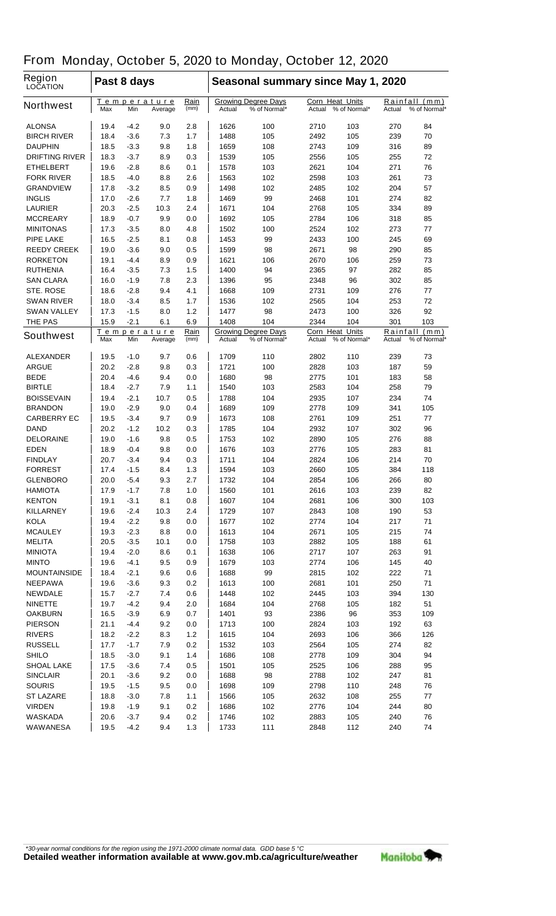# From Monday, October 5, 2020 to Monday, October 12, 2020

| Region LOCATION | Past 8 days | | | | Seasonal summary since May 1, 2020 | | | | | |
|---|---|---|---|---|---|---|---|---|---|---|
| **Northwest** | Temperature | | | Rain | Growing Degree Days | | Corn Heat Units | | Rainfall (mm) | |
| | Max | Min | Average | (mm) | Actual | % of Normal* | Actual | % of Normal* | Actual | % of Normal* |
| ALONSA | 19.4 | -4.2 | 9.0 | 2.8 | 1626 | 100 | 2710 | 103 | 270 | 84 |
| BIRCH RIVER | 18.4 | -3.6 | 7.3 | 1.7 | 1488 | 105 | 2492 | 105 | 239 | 70 |
| DAUPHIN | 18.5 | -3.3 | 9.8 | 1.8 | 1659 | 108 | 2743 | 109 | 316 | 89 |
| DRIFTING RIVER | 18.3 | -3.7 | 8.9 | 0.3 | 1539 | 105 | 2556 | 105 | 255 | 72 |
| ETHELBERT | 19.6 | -2.8 | 8.6 | 0.1 | 1578 | 103 | 2621 | 104 | 271 | 76 |
| FORK RIVER | 18.5 | -4.0 | 8.8 | 2.6 | 1563 | 102 | 2598 | 103 | 261 | 73 |
| GRANDVIEW | 17.8 | -3.2 | 8.5 | 0.9 | 1498 | 102 | 2485 | 102 | 204 | 57 |
| INGLIS | 17.0 | -2.6 | 7.7 | 1.8 | 1469 | 99 | 2468 | 101 | 274 | 82 |
| LAURIER | 20.3 | -2.5 | 10.3 | 2.4 | 1671 | 104 | 2768 | 105 | 334 | 89 |
| MCCREARY | 18.9 | -0.7 | 9.9 | 0.0 | 1692 | 105 | 2784 | 106 | 318 | 85 |
| MINITONAS | 17.3 | -3.5 | 8.0 | 4.8 | 1502 | 100 | 2524 | 102 | 273 | 77 |
| PIPE LAKE | 16.5 | -2.5 | 8.1 | 0.8 | 1453 | 99 | 2433 | 100 | 245 | 69 |
| REEDY CREEK | 19.0 | -3.6 | 9.0 | 0.5 | 1599 | 98 | 2671 | 98 | 290 | 85 |
| ROKETON | 19.1 | -4.4 | 8.9 | 0.9 | 1621 | 106 | 2670 | 106 | 259 | 73 |
| RUTHENIA | 16.4 | -3.5 | 7.3 | 1.5 | 1400 | 94 | 2365 | 97 | 282 | 85 |
| SAN CLARA | 16.0 | -1.9 | 7.8 | 2.3 | 1396 | 95 | 2348 | 96 | 302 | 85 |
| STE. ROSE | 18.6 | -2.8 | 9.4 | 4.1 | 1668 | 109 | 2731 | 109 | 276 | 77 |
| SWAN RIVER | 18.0 | -3.4 | 8.5 | 1.7 | 1536 | 102 | 2565 | 104 | 253 | 72 |
| SWAN VALLEY | 17.3 | -1.5 | 8.0 | 1.2 | 1477 | 98 | 2473 | 100 | 326 | 92 |
| THE PAS | 15.9 | -2.1 | 6.1 | 6.9 | 1408 | 104 | 2344 | 104 | 301 | 103 |
| **Southwest** | Temperature | | | Rain | Growing Degree Days | | Corn Heat Units | | Rainfall (mm) | |
| | Max | Min | Average | (mm) | Actual | % of Normal* | Actual | % of Normal* | Actual | % of Normal* |
| ALEXANDER | 19.5 | -1.0 | 9.7 | 0.6 | 1709 | 110 | 2802 | 110 | 239 | 73 |
| ARGUE | 20.2 | -2.8 | 9.8 | 0.3 | 1721 | 100 | 2828 | 103 | 187 | 59 |
| BEDE | 20.4 | -4.6 | 9.4 | 0.0 | 1680 | 98 | 2775 | 101 | 183 | 58 |
| BIRTLE | 18.4 | -2.7 | 7.9 | 1.1 | 1540 | 103 | 2583 | 104 | 258 | 79 |
| BOISSEVAIN | 19.4 | -2.1 | 10.7 | 0.5 | 1788 | 104 | 2935 | 107 | 234 | 74 |
| BRANDON | 19.0 | -2.9 | 9.0 | 0.4 | 1689 | 109 | 2778 | 109 | 341 | 105 |
| CARBERRY EC | 19.5 | -3.4 | 9.7 | 0.9 | 1673 | 108 | 2761 | 109 | 251 | 77 |
| DAND | 20.2 | -1.2 | 10.2 | 0.3 | 1785 | 104 | 2932 | 107 | 302 | 96 |
| DELORAINE | 19.0 | -1.6 | 9.8 | 0.5 | 1753 | 102 | 2890 | 105 | 276 | 88 |
| EDEN | 18.9 | -0.4 | 9.8 | 0.0 | 1676 | 103 | 2776 | 105 | 283 | 81 |
| FINDLAY | 20.7 | -3.4 | 9.4 | 0.3 | 1711 | 104 | 2824 | 106 | 214 | 70 |
| FORREST | 17.4 | -1.5 | 8.4 | 1.3 | 1594 | 103 | 2660 | 105 | 384 | 118 |
| GLENBORO | 20.0 | -5.4 | 9.3 | 2.7 | 1732 | 104 | 2854 | 106 | 266 | 80 |
| HAMIOTA | 17.9 | -1.7 | 7.8 | 1.0 | 1560 | 101 | 2616 | 103 | 239 | 82 |
| KENTON | 19.1 | -3.1 | 8.1 | 0.8 | 1607 | 104 | 2681 | 106 | 300 | 103 |
| KILLARNEY | 19.6 | -2.4 | 10.3 | 2.4 | 1729 | 107 | 2843 | 108 | 190 | 53 |
| KOLA | 19.4 | -2.2 | 9.8 | 0.0 | 1677 | 102 | 2774 | 104 | 217 | 71 |
| MCAULEY | 19.3 | -2.3 | 8.8 | 0.0 | 1613 | 104 | 2671 | 105 | 215 | 74 |
| MELITA | 20.5 | -3.5 | 10.1 | 0.0 | 1758 | 103 | 2882 | 105 | 188 | 61 |
| MINIOTA | 19.4 | -2.0 | 8.6 | 0.1 | 1638 | 106 | 2717 | 107 | 263 | 91 |
| MINTO | 19.6 | -4.1 | 9.5 | 0.9 | 1679 | 103 | 2774 | 106 | 145 | 40 |
| MOUNTAINSIDE | 18.4 | -2.1 | 9.6 | 0.6 | 1688 | 99 | 2815 | 102 | 222 | 71 |
| NEEPAWA | 19.6 | -3.6 | 9.3 | 0.2 | 1613 | 100 | 2681 | 101 | 250 | 71 |
| NEWDALE | 15.7 | -2.7 | 7.4 | 0.6 | 1448 | 102 | 2445 | 103 | 394 | 130 |
| NINETTE | 19.7 | -4.2 | 9.4 | 2.0 | 1684 | 104 | 2768 | 105 | 182 | 51 |
| OAKBURN | 16.5 | -3.9 | 6.9 | 0.7 | 1401 | 93 | 2386 | 96 | 353 | 109 |
| PIERSON | 21.1 | -4.4 | 9.2 | 0.0 | 1713 | 100 | 2824 | 103 | 192 | 63 |
| RIVERS | 18.2 | -2.2 | 8.3 | 1.2 | 1615 | 104 | 2693 | 106 | 366 | 126 |
| RUSSELL | 17.7 | -1.7 | 7.9 | 0.2 | 1532 | 103 | 2564 | 105 | 274 | 82 |
| SHILO | 18.5 | -3.0 | 9.1 | 1.4 | 1686 | 108 | 2778 | 109 | 304 | 94 |
| SHOAL LAKE | 17.5 | -3.6 | 7.4 | 0.5 | 1501 | 105 | 2525 | 106 | 288 | 95 |
| SINCLAIR | 20.1 | -3.6 | 9.2 | 0.0 | 1688 | 98 | 2788 | 102 | 247 | 81 |
| SOURIS | 19.5 | -1.5 | 9.5 | 0.0 | 1698 | 109 | 2798 | 110 | 248 | 76 |
| ST LAZARE | 18.8 | -3.0 | 7.8 | 1.1 | 1566 | 105 | 2632 | 108 | 255 | 77 |
| VIRDEN | 19.8 | -1.9 | 9.1 | 0.2 | 1686 | 102 | 2776 | 104 | 244 | 80 |
| WASKADA | 20.6 | -3.7 | 9.4 | 0.2 | 1746 | 102 | 2883 | 105 | 240 | 76 |
| WAWANESA | 19.5 | -4.2 | 9.4 | 1.3 | 1733 | 111 | 2848 | 112 | 240 | 74 |

*30-year normal conditions for the region using the 1971-2000 climate normal data. GDD base 5 °C

**Detailed weather information available at www.gov.mb.ca/agriculture/weather**

Manitoba